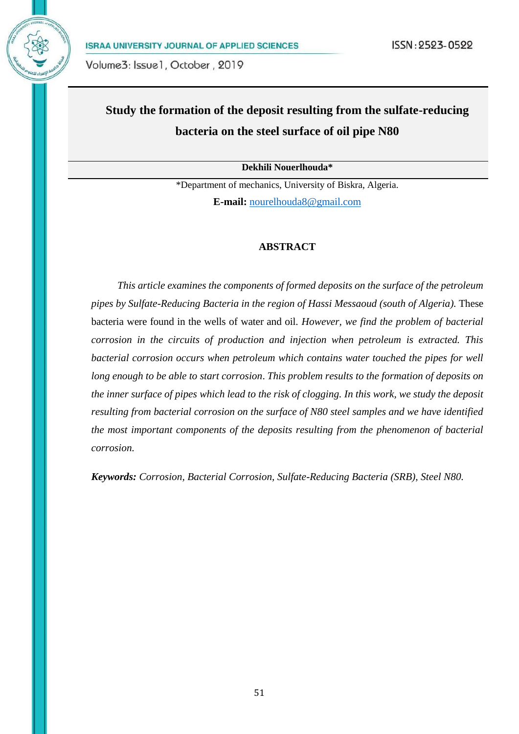# Study the formation of the deposit resulting from the sulfate-reducing bacteria on the steel surface of oil pipe N80

**Dekhili Nouerlhouda***

*Department of mechanics, University of Biskra, Algeria.

**E-mail:** nourelhouda8@gmail.com

## ABSTRACT

*This article examines the components of formed deposits on the surface of the petroleum pipes by Sulfate-Reducing Bacteria in the region of Hassi Messaoud (south of Algeria).* These bacteria were found in the wells of water and oil. *However, we find the problem of bacterial corrosion in the circuits of production and injection when petroleum is extracted. This bacterial corrosion occurs when petroleum which contains water touched the pipes for well long enough to be able to start corrosion. This problem results to the formation of deposits on the inner surface of pipes which lead to the risk of clogging. In this work, we study the deposit resulting from bacterial corrosion on the surface of N80 steel samples and we have identified the most important components of the deposits resulting from the phenomenon of bacterial corrosion.*

***Keywords:*** *Corrosion, Bacterial Corrosion, Sulfate-Reducing Bacteria (SRB), Steel N80.*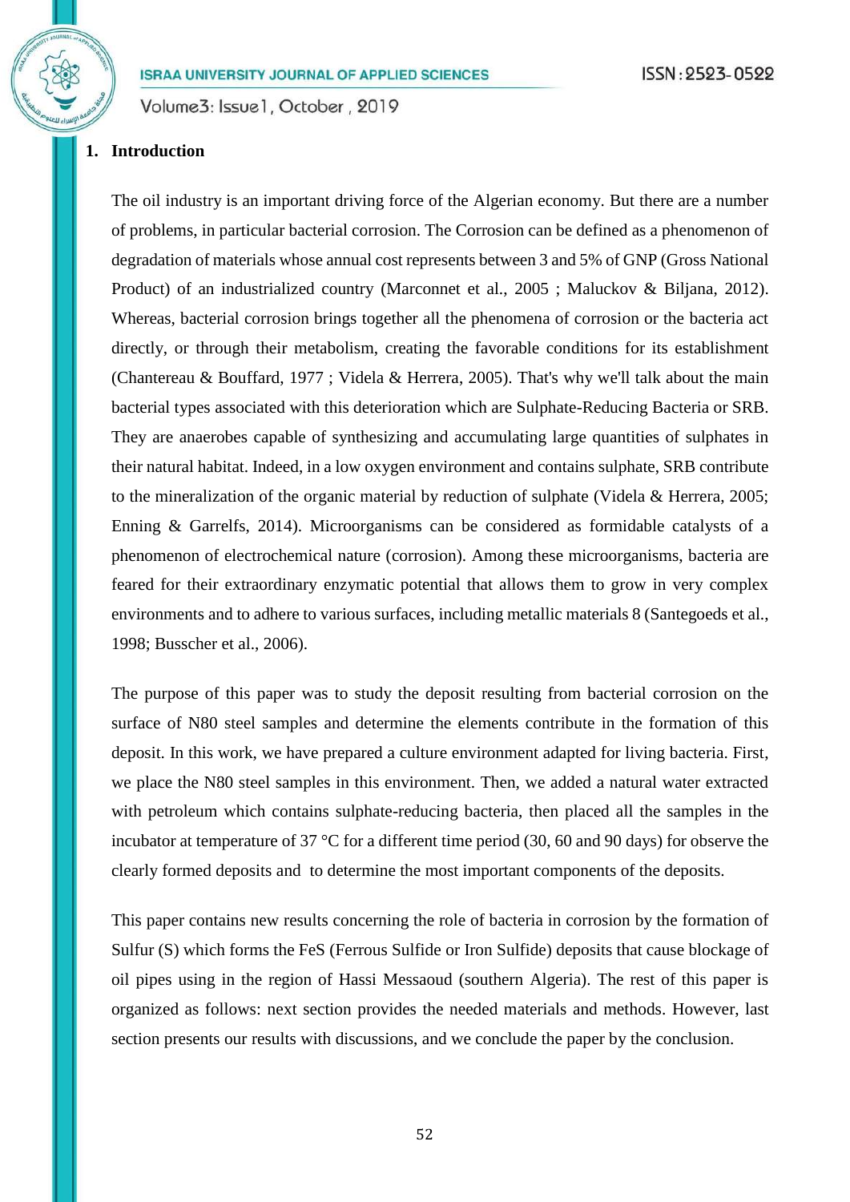## 1. Introduction

The oil industry is an important driving force of the Algerian economy. But there are a number of problems, in particular bacterial corrosion. The Corrosion can be defined as a phenomenon of degradation of materials whose annual cost represents between 3 and 5% of GNP (Gross National Product) of an industrialized country (Marconnet et al., 2005 ; Maluckov & Biljana, 2012). Whereas, bacterial corrosion brings together all the phenomena of corrosion or the bacteria act directly, or through their metabolism, creating the favorable conditions for its establishment (Chantereau & Bouffard, 1977 ; Videla & Herrera, 2005). That's why we'll talk about the main bacterial types associated with this deterioration which are Sulphate-Reducing Bacteria or SRB. They are anaerobes capable of synthesizing and accumulating large quantities of sulphates in their natural habitat. Indeed, in a low oxygen environment and contains sulphate, SRB contribute to the mineralization of the organic material by reduction of sulphate (Videla & Herrera, 2005; Enning & Garrelfs, 2014). Microorganisms can be considered as formidable catalysts of a phenomenon of electrochemical nature (corrosion). Among these microorganisms, bacteria are feared for their extraordinary enzymatic potential that allows them to grow in very complex environments and to adhere to various surfaces, including metallic materials 8 (Santegoeds et al., 1998; Busscher et al., 2006).

The purpose of this paper was to study the deposit resulting from bacterial corrosion on the surface of N80 steel samples and determine the elements contribute in the formation of this deposit. In this work, we have prepared a culture environment adapted for living bacteria. First, we place the N80 steel samples in this environment. Then, we added a natural water extracted with petroleum which contains sulphate-reducing bacteria, then placed all the samples in the incubator at temperature of 37 °C for a different time period (30, 60 and 90 days) for observe the clearly formed deposits and to determine the most important components of the deposits.

This paper contains new results concerning the role of bacteria in corrosion by the formation of Sulfur (S) which forms the FeS (Ferrous Sulfide or Iron Sulfide) deposits that cause blockage of oil pipes using in the region of Hassi Messaoud (southern Algeria). The rest of this paper is organized as follows: next section provides the needed materials and methods. However, last section presents our results with discussions, and we conclude the paper by the conclusion.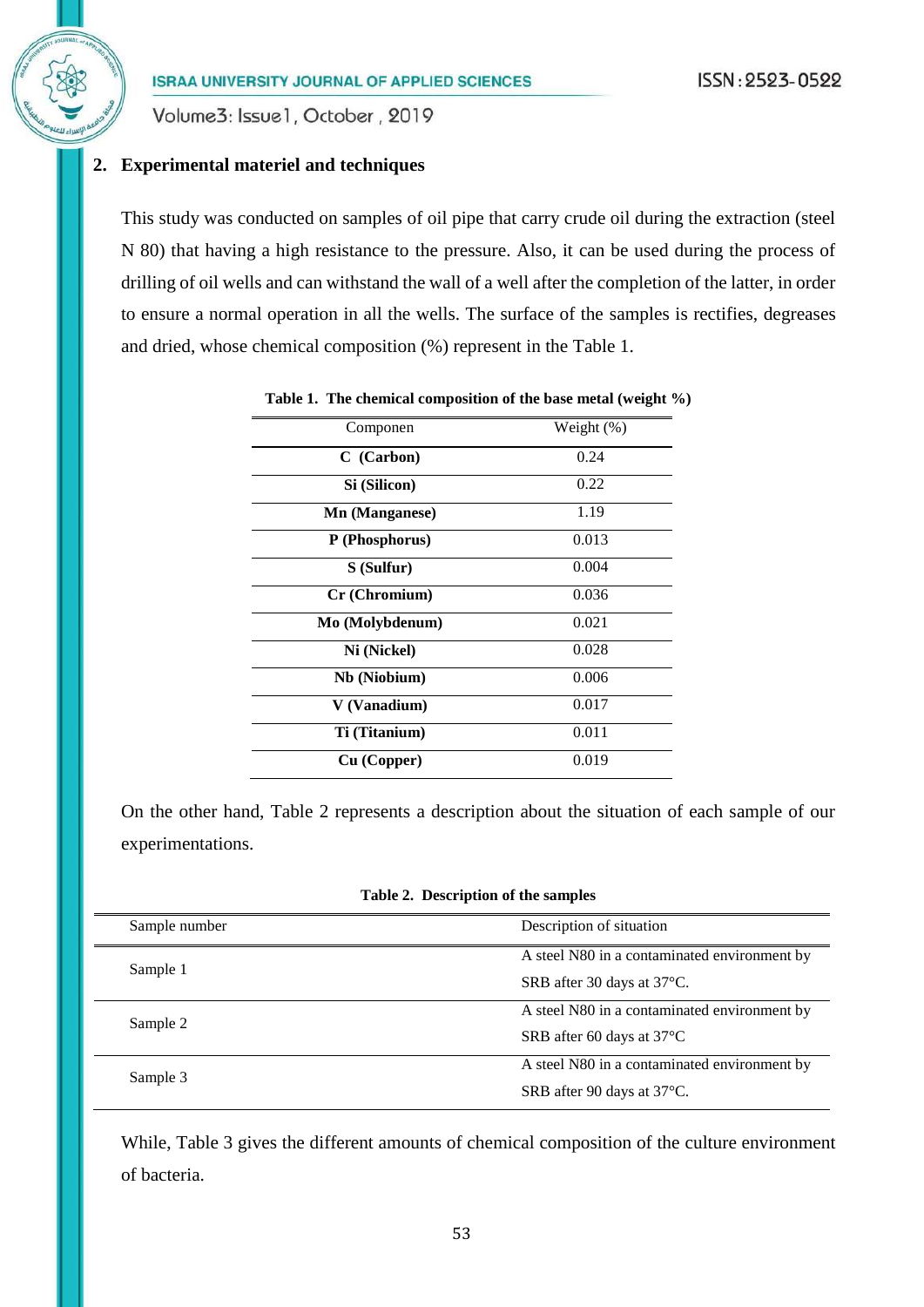## 2. Experimental materiel and techniques

This study was conducted on samples of oil pipe that carry crude oil during the extraction (steel N 80) that having a high resistance to the pressure. Also, it can be used during the process of drilling of oil wells and can withstand the wall of a well after the completion of the latter, in order to ensure a normal operation in all the wells. The surface of the samples is rectifies, degreases and dried, whose chemical composition (%) represent in the Table 1.

**Table 1. The chemical composition of the base metal (weight %)**

| Componen | Weight (%) |
|---|---|
| **C (Carbon)** | 0.24 |
| **Si (Silicon)** | 0.22 |
| **Mn (Manganese)** | 1.19 |
| **P (Phosphorus)** | 0.013 |
| **S (Sulfur)** | 0.004 |
| **Cr (Chromium)** | 0.036 |
| **Mo (Molybdenum)** | 0.021 |
| **Ni (Nickel)** | 0.028 |
| **Nb (Niobium)** | 0.006 |
| **V (Vanadium)** | 0.017 |
| **Ti (Titanium)** | 0.011 |
| **Cu (Copper)** | 0.019 |

On the other hand, Table 2 represents a description about the situation of each sample of our experimentations.

**Table 2. Description of the samples**

| Sample number | Description of situation |
|---|---|
| Sample 1 | A steel N80 in a contaminated environment by SRB after 30 days at 37°C. |
| Sample 2 | A steel N80 in a contaminated environment by SRB after 60 days at 37°C |
| Sample 3 | A steel N80 in a contaminated environment by SRB after 90 days at 37°C. |

While, Table 3 gives the different amounts of chemical composition of the culture environment of bacteria.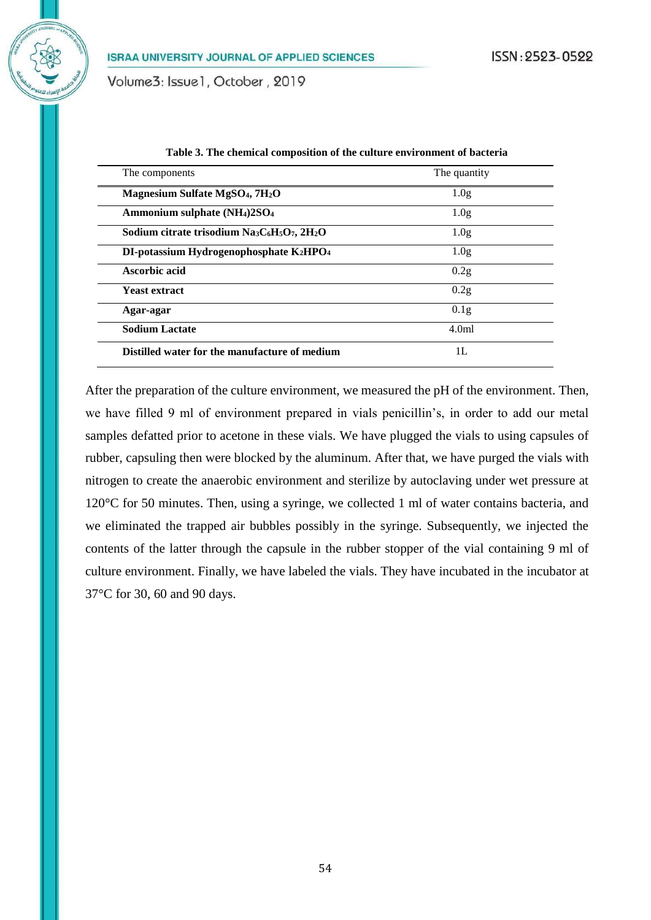**Table 3. The chemical composition of the culture environment of bacteria**

| The components | The quantity |
| --- | --- |
| **Magnesium Sulfate $MgSO_4$, $7H_2O$** | 1.0g |
| **Ammonium sulphate $(NH_4)2SO_4$** | 1.0g |
| **Sodium citrate trisodium $Na_3C_6H_5O_7$, $2H_2O$** | 1.0g |
| **DI-potassium Hydrogenophosphate $K_2HPO_4$** | 1.0g |
| **Ascorbic acid** | 0.2g |
| **Yeast extract** | 0.2g |
| **Agar-agar** | 0.1g |
| **Sodium Lactate** | 4.0ml |
| **Distilled water for the manufacture of medium** | 1L |

After the preparation of the culture environment, we measured the pH of the environment. Then, we have filled 9 ml of environment prepared in vials penicillin's, in order to add our metal samples defatted prior to acetone in these vials. We have plugged the vials to using capsules of rubber, capsuling then were blocked by the aluminum. After that, we have purged the vials with nitrogen to create the anaerobic environment and sterilize by autoclaving under wet pressure at 120°C for 50 minutes. Then, using a syringe, we collected 1 ml of water contains bacteria, and we eliminated the trapped air bubbles possibly in the syringe. Subsequently, we injected the contents of the latter through the capsule in the rubber stopper of the vial containing 9 ml of culture environment. Finally, we have labeled the vials. They have incubated in the incubator at 37°C for 30, 60 and 90 days.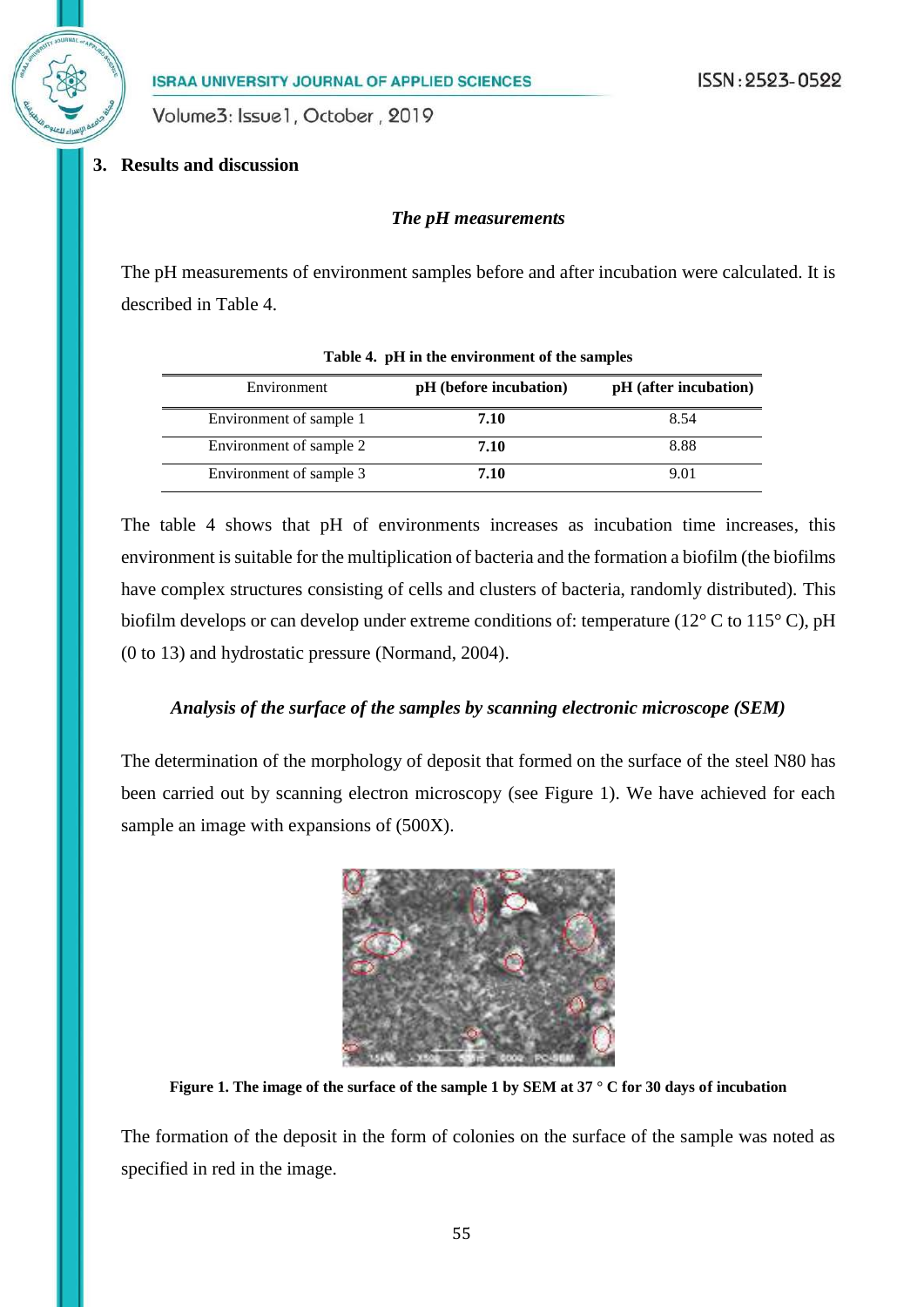## 3. Results and discussion

### *The pH measurements*

The pH measurements of environment samples before and after incubation were calculated. It is described in Table 4.

**Table 4. pH in the environment of the samples**

| Environment | pH (before incubation) | pH (after incubation) |
|---|---|---|
| Environment of sample 1 | **7.10** | 8.54 |
| Environment of sample 2 | **7.10** | 8.88 |
| Environment of sample 3 | **7.10** | 9.01 |

The table 4 shows that pH of environments increases as incubation time increases, this environment is suitable for the multiplication of bacteria and the formation a biofilm (the biofilms have complex structures consisting of cells and clusters of bacteria, randomly distributed). This biofilm develops or can develop under extreme conditions of: temperature (12° C to 115° C), pH (0 to 13) and hydrostatic pressure (Normand, 2004).

### *Analysis of the surface of the samples by scanning electronic microscope (SEM)*

The determination of the morphology of deposit that formed on the surface of the steel N80 has been carried out by scanning electron microscopy (see Figure 1). We have achieved for each sample an image with expansions of (500X).

**Figure 1. The image of the surface of the sample 1 by SEM at 37 ° C for 30 days of incubation**

The formation of the deposit in the form of colonies on the surface of the sample was noted as specified in red in the image.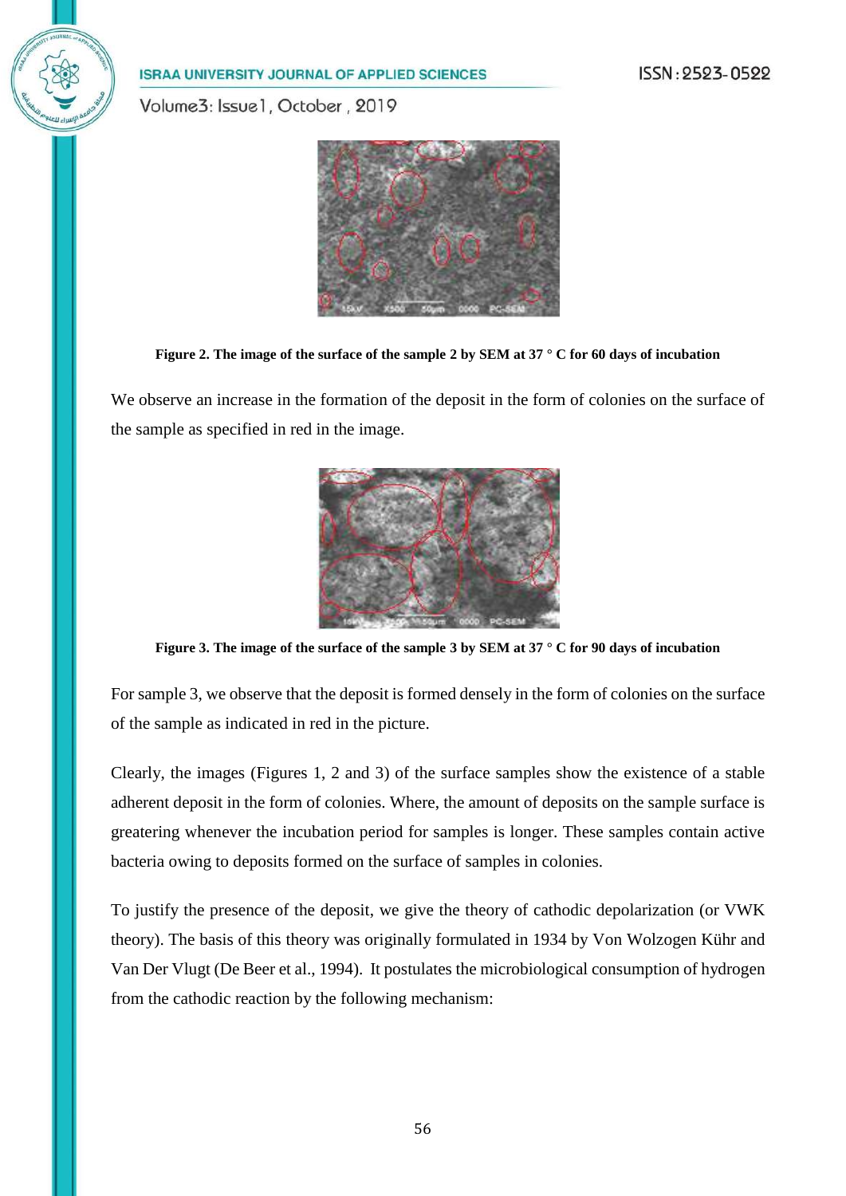**Figure 2. The image of the surface of the sample 2 by SEM at 37 ° C for 60 days of incubation**

We observe an increase in the formation of the deposit in the form of colonies on the surface of the sample as specified in red in the image.

**Figure 3. The image of the surface of the sample 3 by SEM at 37 ° C for 90 days of incubation**

For sample 3, we observe that the deposit is formed densely in the form of colonies on the surface of the sample as indicated in red in the picture.

Clearly, the images (Figures 1, 2 and 3) of the surface samples show the existence of a stable adherent deposit in the form of colonies. Where, the amount of deposits on the sample surface is greatering whenever the incubation period for samples is longer. These samples contain active bacteria owing to deposits formed on the surface of samples in colonies.

To justify the presence of the deposit, we give the theory of cathodic depolarization (or VWK theory). The basis of this theory was originally formulated in 1934 by Von Wolzogen Kühr and Van Der Vlugt (De Beer et al., 1994). It postulates the microbiological consumption of hydrogen from the cathodic reaction by the following mechanism: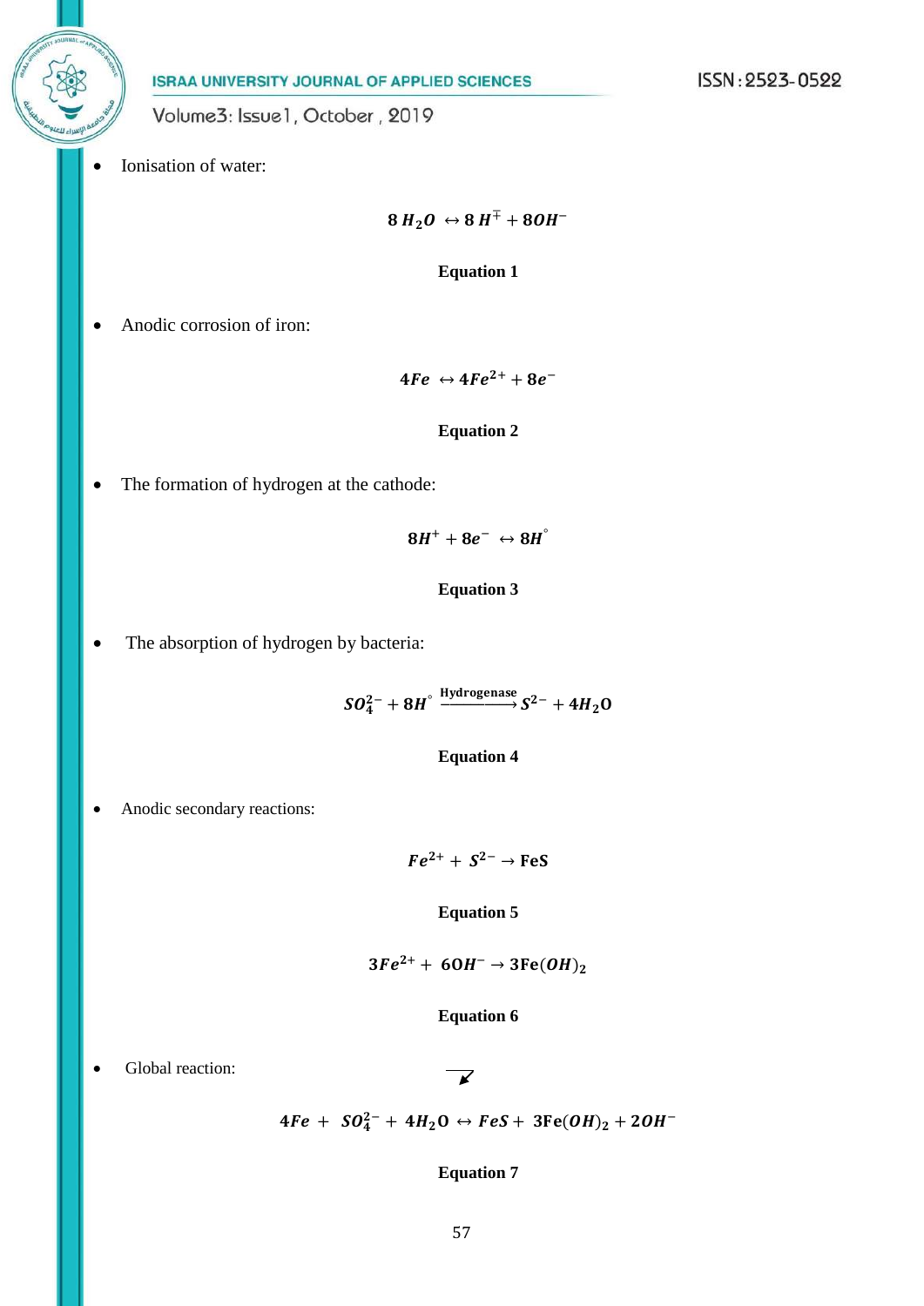- Ionisation of water:

$$8\,H_2O \leftrightarrow 8\,H^{\mp} + 8OH^-$$

**Equation 1**

- Anodic corrosion of iron:

$$4Fe \leftrightarrow 4Fe^{2+} + 8e^-$$

**Equation 2**

- The formation of hydrogen at the cathode:

$$8H^+ + 8e^- \leftrightarrow 8H^\circ$$

**Equation 3**

- The absorption of hydrogen by bacteria:

$$SO_4^{2-} + 8H^\circ \xrightarrow{\text{Hydrogenase}} S^{2-} + 4H_2O$$

**Equation 4**

- Anodic secondary reactions:

$$Fe^{2+} + S^{2-} \rightarrow FeS$$

**Equation 5**

$$3Fe^{2+} + 6OH^- \rightarrow 3Fe(OH)_2$$

**Equation 6**

- Global reaction:

$$4Fe + SO_4^{2-} + 4H_2O \leftrightarrow FeS + 3Fe(OH)_2 + 2OH^-$$

**Equation 7**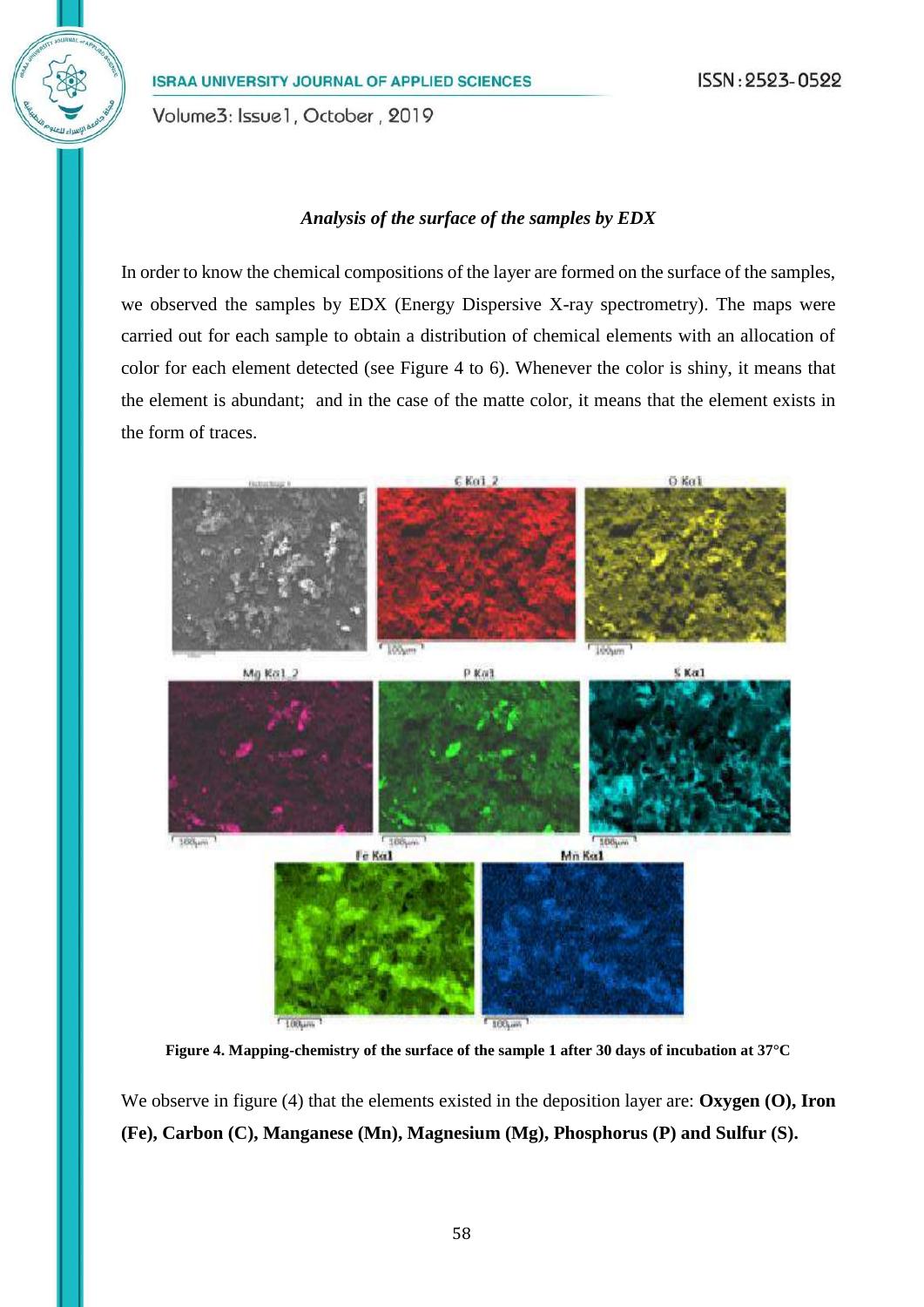### *Analysis of the surface of the samples by EDX*

In order to know the chemical compositions of the layer are formed on the surface of the samples, we observed the samples by EDX (Energy Dispersive X-ray spectrometry). The maps were carried out for each sample to obtain a distribution of chemical elements with an allocation of color for each element detected (see Figure 4 to 6). Whenever the color is shiny, it means that the element is abundant; and in the case of the matte color, it means that the element exists in the form of traces.

**Figure 4. Mapping-chemistry of the surface of the sample 1 after 30 days of incubation at 37°C**

We observe in figure (4) that the elements existed in the deposition layer are: **Oxygen (O), Iron (Fe), Carbon (C), Manganese (Mn), Magnesium (Mg), Phosphorus (P) and Sulfur (S).**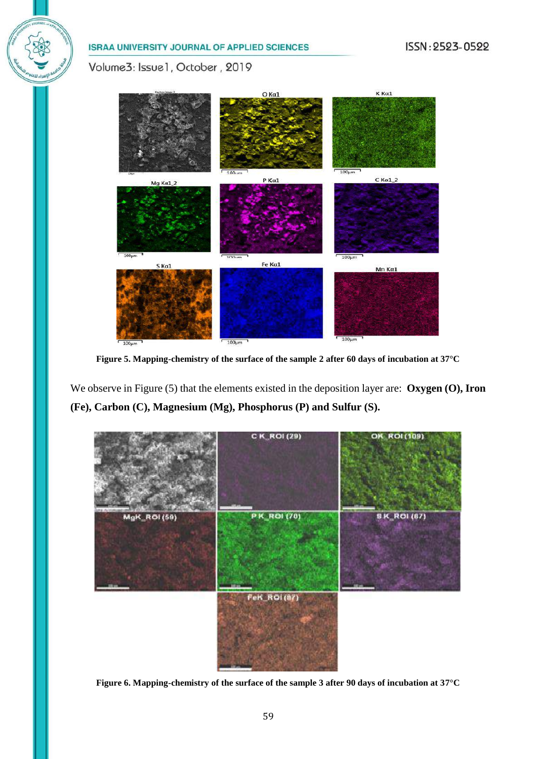Figure 5. Mapping-chemistry of the surface of the sample 2 after 60 days of incubation at 37°C

We observe in Figure (5) that the elements existed in the deposition layer are: **Oxygen (O), Iron (Fe), Carbon (C), Magnesium (Mg), Phosphorus (P) and Sulfur (S).**

Figure 6. Mapping-chemistry of the surface of the sample 3 after 90 days of incubation at 37°C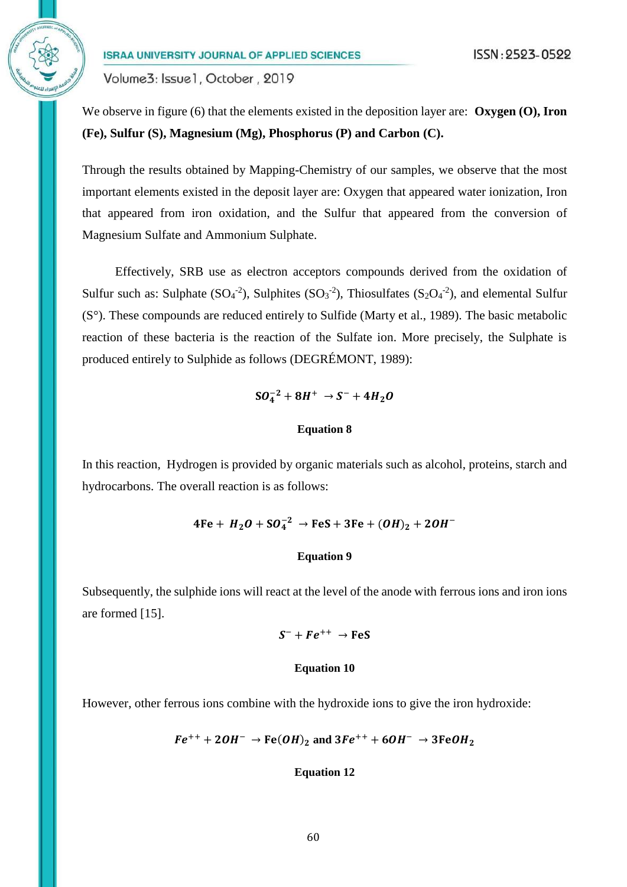We observe in figure (6) that the elements existed in the deposition layer are: **Oxygen (O), Iron (Fe), Sulfur (S), Magnesium (Mg), Phosphorus (P) and Carbon (C).**

Through the results obtained by Mapping-Chemistry of our samples, we observe that the most important elements existed in the deposit layer are: Oxygen that appeared water ionization, Iron that appeared from iron oxidation, and the Sulfur that appeared from the conversion of Magnesium Sulfate and Ammonium Sulphate.

Effectively, SRB use as electron acceptors compounds derived from the oxidation of Sulfur such as: Sulphate ($SO_4^{-2}$), Sulphites ($SO_3^{-2}$), Thiosulfates ($S_2O_4^{-2}$), and elemental Sulfur (S°). These compounds are reduced entirely to Sulfide (Marty et al., 1989). The basic metabolic reaction of these bacteria is the reaction of the Sulfate ion. More precisely, the Sulphate is produced entirely to Sulphide as follows (DEGRÉMONT, 1989):

$$SO_4^{-2} + 8H^+ \rightarrow S^- + 4H_2O$$

**Equation 8**

In this reaction, Hydrogen is provided by organic materials such as alcohol, proteins, starch and hydrocarbons. The overall reaction is as follows:

$$4Fe + H_2O + SO_4^{-2} \rightarrow FeS + 3Fe + (OH)_2 + 2OH^-$$

**Equation 9**

Subsequently, the sulphide ions will react at the level of the anode with ferrous ions and iron ions are formed [15].

$$S^- + Fe^{++} \rightarrow FeS$$

**Equation 10**

However, other ferrous ions combine with the hydroxide ions to give the iron hydroxide:

$$Fe^{++} + 2OH^- \rightarrow Fe(OH)_2 \text{ and } 3Fe^{++} + 6OH^- \rightarrow 3FeOH_2$$

**Equation 12**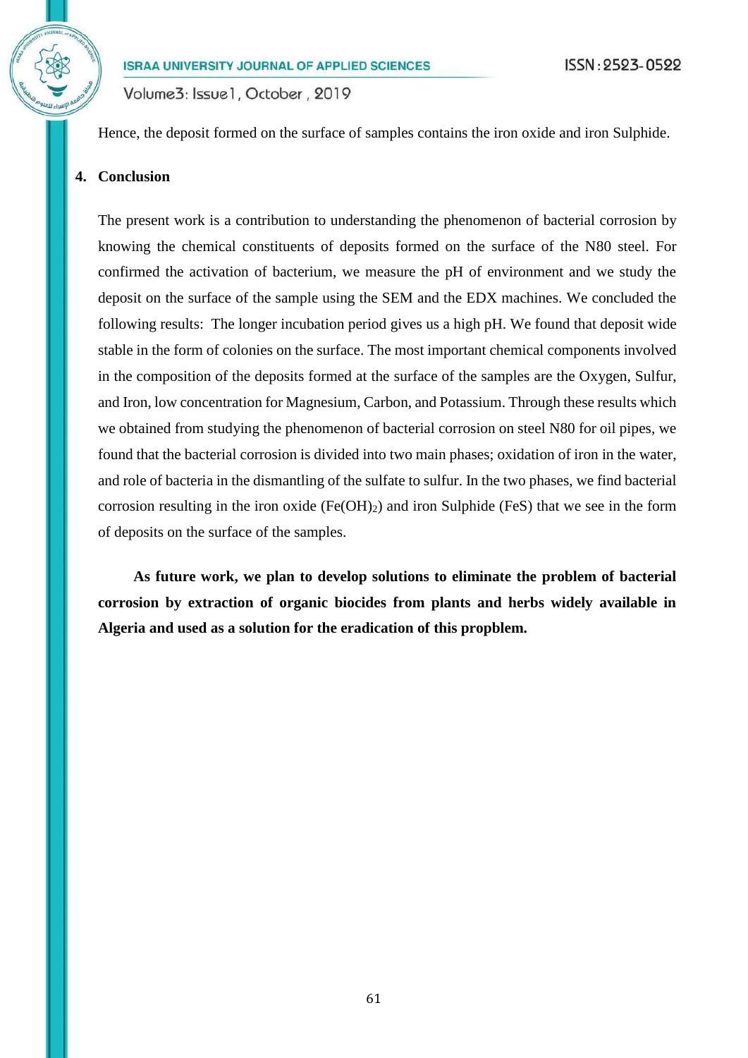Hence, the deposit formed on the surface of samples contains the iron oxide and iron Sulphide.

## 4. Conclusion

The present work is a contribution to understanding the phenomenon of bacterial corrosion by knowing the chemical constituents of deposits formed on the surface of the N80 steel. For confirmed the activation of bacterium, we measure the pH of environment and we study the deposit on the surface of the sample using the SEM and the EDX machines. We concluded the following results: The longer incubation period gives us a high pH. We found that deposit wide stable in the form of colonies on the surface. The most important chemical components involved in the composition of the deposits formed at the surface of the samples are the Oxygen, Sulfur, and Iron, low concentration for Magnesium, Carbon, and Potassium. Through these results which we obtained from studying the phenomenon of bacterial corrosion on steel N80 for oil pipes, we found that the bacterial corrosion is divided into two main phases; oxidation of iron in the water, and role of bacteria in the dismantling of the sulfate to sulfur. In the two phases, we find bacterial corrosion resulting in the iron oxide ($Fe(OH)_2$) and iron Sulphide ($FeS$) that we see in the form of deposits on the surface of the samples.

**As future work, we plan to develop solutions to eliminate the problem of bacterial corrosion by extraction of organic biocides from plants and herbs widely available in Algeria and used as a solution for the eradication of this propblem.**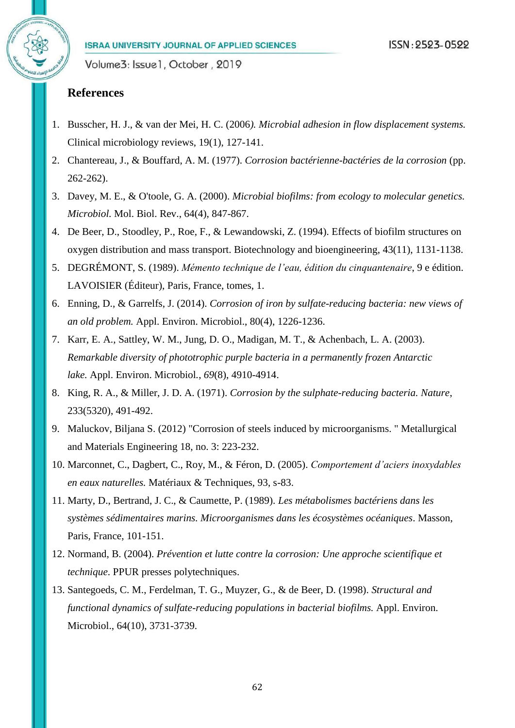## References

1. Busscher, H. J., & van der Mei, H. C. (2006*). Microbial adhesion in flow displacement systems.* Clinical microbiology reviews, 19(1), 127-141.
2. Chantereau, J., & Bouffard, A. M. (1977). *Corrosion bactérienne-bactéries de la corrosion* (pp. 262-262).
3. Davey, M. E., & O'toole, G. A. (2000). *Microbial biofilms: from ecology to molecular genetics. Microbiol.* Mol. Biol. Rev., 64(4), 847-867.
4. De Beer, D., Stoodley, P., Roe, F., & Lewandowski, Z. (1994). Effects of biofilm structures on oxygen distribution and mass transport. Biotechnology and bioengineering, 43(11), 1131-1138.
5. DEGRÉMONT, S. (1989). *Mémento technique de l'eau, édition du cinquantenaire*, 9 e édition. LAVOISIER (Éditeur), Paris, France, tomes, 1.
6. Enning, D., & Garrelfs, J. (2014). *Corrosion of iron by sulfate-reducing bacteria: new views of an old problem.* Appl. Environ. Microbiol., 80(4), 1226-1236.
7. Karr, E. A., Sattley, W. M., Jung, D. O., Madigan, M. T., & Achenbach, L. A. (2003). *Remarkable diversity of phototrophic purple bacteria in a permanently frozen Antarctic lake.* Appl. Environ. Microbiol., *69*(8), 4910-4914.
8. King, R. A., & Miller, J. D. A. (1971). *Corrosion by the sulphate-reducing bacteria. Nature*, 233(5320), 491-492.
9. Maluckov, Biljana S. (2012) "Corrosion of steels induced by microorganisms. " Metallurgical and Materials Engineering 18, no. 3: 223-232.
10. Marconnet, C., Dagbert, C., Roy, M., & Féron, D. (2005). *Comportement d'aciers inoxydables en eaux naturelles.* Matériaux & Techniques, 93, s-83.
11. Marty, D., Bertrand, J. C., & Caumette, P. (1989). *Les métabolismes bactériens dans les systèmes sédimentaires marins. Microorganismes dans les écosystèmes océaniques*. Masson, Paris, France, 101-151.
12. Normand, B. (2004). *Prévention et lutte contre la corrosion: Une approche scientifique et technique*. PPUR presses polytechniques.
13. Santegoeds, C. M., Ferdelman, T. G., Muyzer, G., & de Beer, D. (1998). *Structural and functional dynamics of sulfate-reducing populations in bacterial biofilms.* Appl. Environ. Microbiol., 64(10), 3731-3739.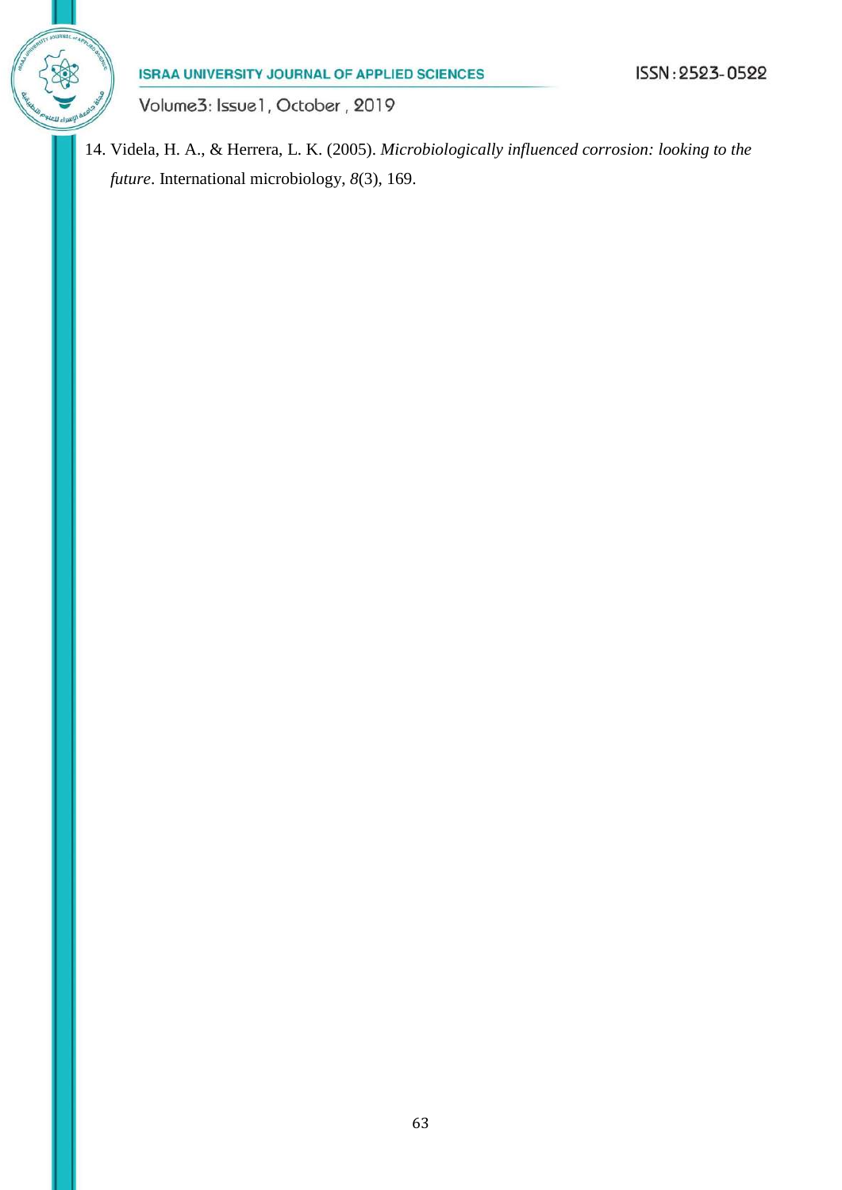14. Videla, H. A., & Herrera, L. K. (2005). *Microbiologically influenced corrosion: looking to the future*. International microbiology, *8*(3), 169.